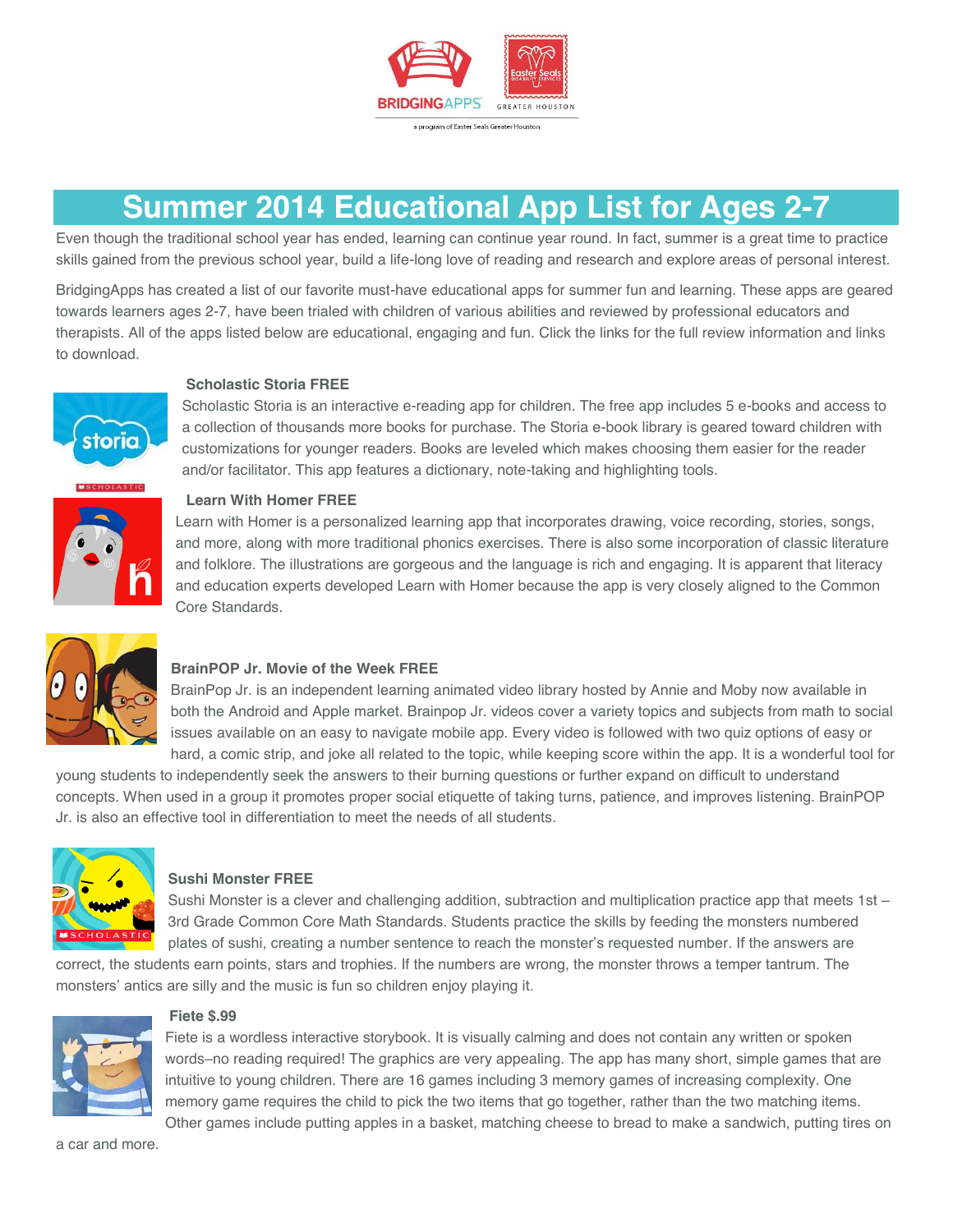# Summer 2014 Educational App List for Ages 2-7

Even though the traditional school year has ended, learning can continue year round. In fact, summer is a great time to practice skills gained from the previous school year, build a life-long love of reading and research and explore areas of personal interest.

BridgingApps has created a list of our favorite must-have educational apps for summer fun and learning. These apps are geared towards learners ages 2-7, have been trialed with children of various abilities and reviewed by professional educators and therapists. All of the apps listed below are educational, engaging and fun. Click the links for the full review information and links to download.

**Scholastic Storia FREE**

Scholastic Storia is an interactive e-reading app for children. The free app includes 5 e-books and access to a collection of thousands more books for purchase. The Storia e-book library is geared toward children with customizations for younger readers. Books are leveled which makes choosing them easier for the reader and/or facilitator. This app features a dictionary, note-taking and highlighting tools.

**Learn With Homer FREE**

Learn with Homer is a personalized learning app that incorporates drawing, voice recording, stories, songs, and more, along with more traditional phonics exercises. There is also some incorporation of classic literature and folklore. The illustrations are gorgeous and the language is rich and engaging. It is apparent that literacy and education experts developed Learn with Homer because the app is very closely aligned to the Common Core Standards.

**BrainPOP Jr. Movie of the Week FREE**

BrainPop Jr. is an independent learning animated video library hosted by Annie and Moby now available in both the Android and Apple market. Brainpop Jr. videos cover a variety topics and subjects from math to social issues available on an easy to navigate mobile app. Every video is followed with two quiz options of easy or hard, a comic strip, and joke all related to the topic, while keeping score within the app. It is a wonderful tool for young students to independently seek the answers to their burning questions or further expand on difficult to understand concepts. When used in a group it promotes proper social etiquette of taking turns, patience, and improves listening. BrainPOP Jr. is also an effective tool in differentiation to meet the needs of all students.

**Sushi Monster FREE**

Sushi Monster is a clever and challenging addition, subtraction and multiplication practice app that meets 1st – 3rd Grade Common Core Math Standards. Students practice the skills by feeding the monsters numbered plates of sushi, creating a number sentence to reach the monster's requested number. If the answers are correct, the students earn points, stars and trophies. If the numbers are wrong, the monster throws a temper tantrum. The monsters' antics are silly and the music is fun so children enjoy playing it.

**Fiete $.99**

Fiete is a wordless interactive storybook. It is visually calming and does not contain any written or spoken words–no reading required! The graphics are very appealing. The app has many short, simple games that are intuitive to young children. There are 16 games including 3 memory games of increasing complexity. One memory game requires the child to pick the two items that go together, rather than the two matching items. Other games include putting apples in a basket, matching cheese to bread to make a sandwich, putting tires on a car and more.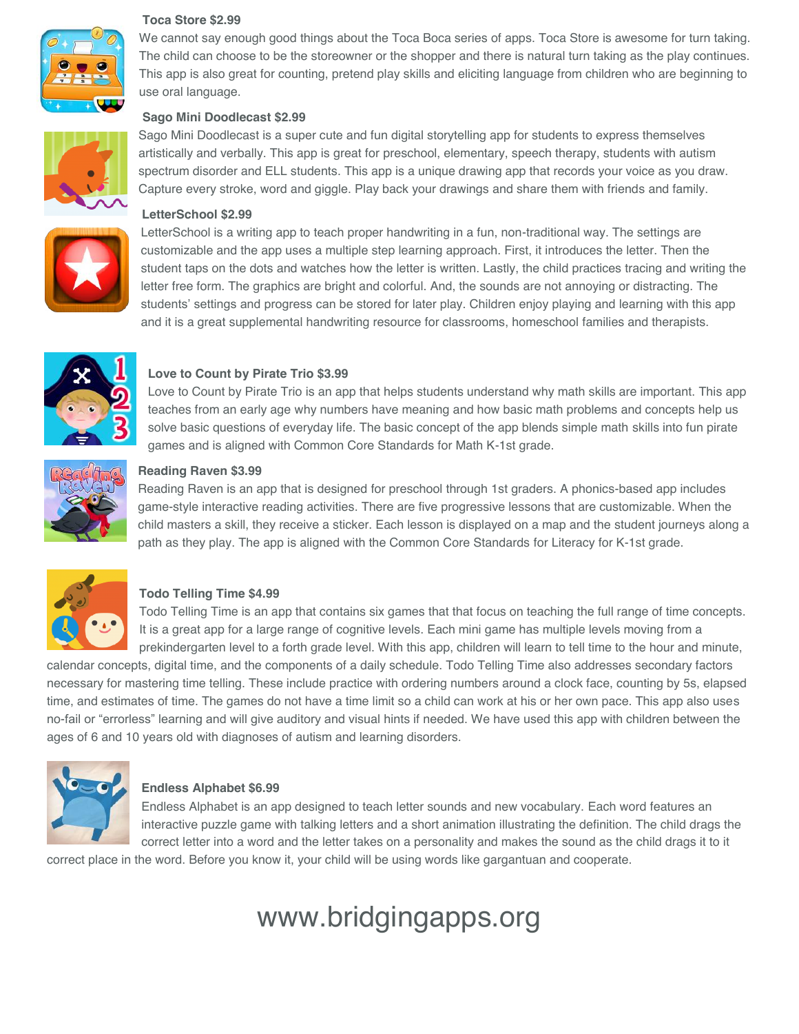**Toca Store $2.99**

We cannot say enough good things about the Toca Boca series of apps. Toca Store is awesome for turn taking. The child can choose to be the storeowner or the shopper and there is natural turn taking as the play continues. This app is also great for counting, pretend play skills and eliciting language from children who are beginning to use oral language.

**Sago Mini Doodlecast $2.99**

Sago Mini Doodlecast is a super cute and fun digital storytelling app for students to express themselves artistically and verbally. This app is great for preschool, elementary, speech therapy, students with autism spectrum disorder and ELL students. This app is a unique drawing app that records your voice as you draw. Capture every stroke, word and giggle. Play back your drawings and share them with friends and family.

**LetterSchool $2.99**

LetterSchool is a writing app to teach proper handwriting in a fun, non-traditional way. The settings are customizable and the app uses a multiple step learning approach. First, it introduces the letter. Then the student taps on the dots and watches how the letter is written. Lastly, the child practices tracing and writing the letter free form. The graphics are bright and colorful. And, the sounds are not annoying or distracting. The students' settings and progress can be stored for later play. Children enjoy playing and learning with this app and it is a great supplemental handwriting resource for classrooms, homeschool families and therapists.

**Love to Count by Pirate Trio $3.99**

Love to Count by Pirate Trio is an app that helps students understand why math skills are important. This app teaches from an early age why numbers have meaning and how basic math problems and concepts help us solve basic questions of everyday life. The basic concept of the app blends simple math skills into fun pirate games and is aligned with Common Core Standards for Math K-1st grade.

**Reading Raven $3.99**

Reading Raven is an app that is designed for preschool through 1st graders. A phonics-based app includes game-style interactive reading activities. There are five progressive lessons that are customizable. When the child masters a skill, they receive a sticker. Each lesson is displayed on a map and the student journeys along a path as they play. The app is aligned with the Common Core Standards for Literacy for K-1st grade.

**Todo Telling Time $4.99**

Todo Telling Time is an app that contains six games that that focus on teaching the full range of time concepts. It is a great app for a large range of cognitive levels. Each mini game has multiple levels moving from a prekindergarten level to a forth grade level. With this app, children will learn to tell time to the hour and minute, calendar concepts, digital time, and the components of a daily schedule. Todo Telling Time also addresses secondary factors necessary for mastering time telling. These include practice with ordering numbers around a clock face, counting by 5s, elapsed time, and estimates of time. The games do not have a time limit so a child can work at his or her own pace. This app also uses no-fail or "errorless" learning and will give auditory and visual hints if needed. We have used this app with children between the ages of 6 and 10 years old with diagnoses of autism and learning disorders.

**Endless Alphabet $6.99**

Endless Alphabet is an app designed to teach letter sounds and new vocabulary. Each word features an interactive puzzle game with talking letters and a short animation illustrating the definition. The child drags the correct letter into a word and the letter takes on a personality and makes the sound as the child drags it to it correct place in the word. Before you know it, your child will be using words like gargantuan and cooperate.

www.bridgingapps.org